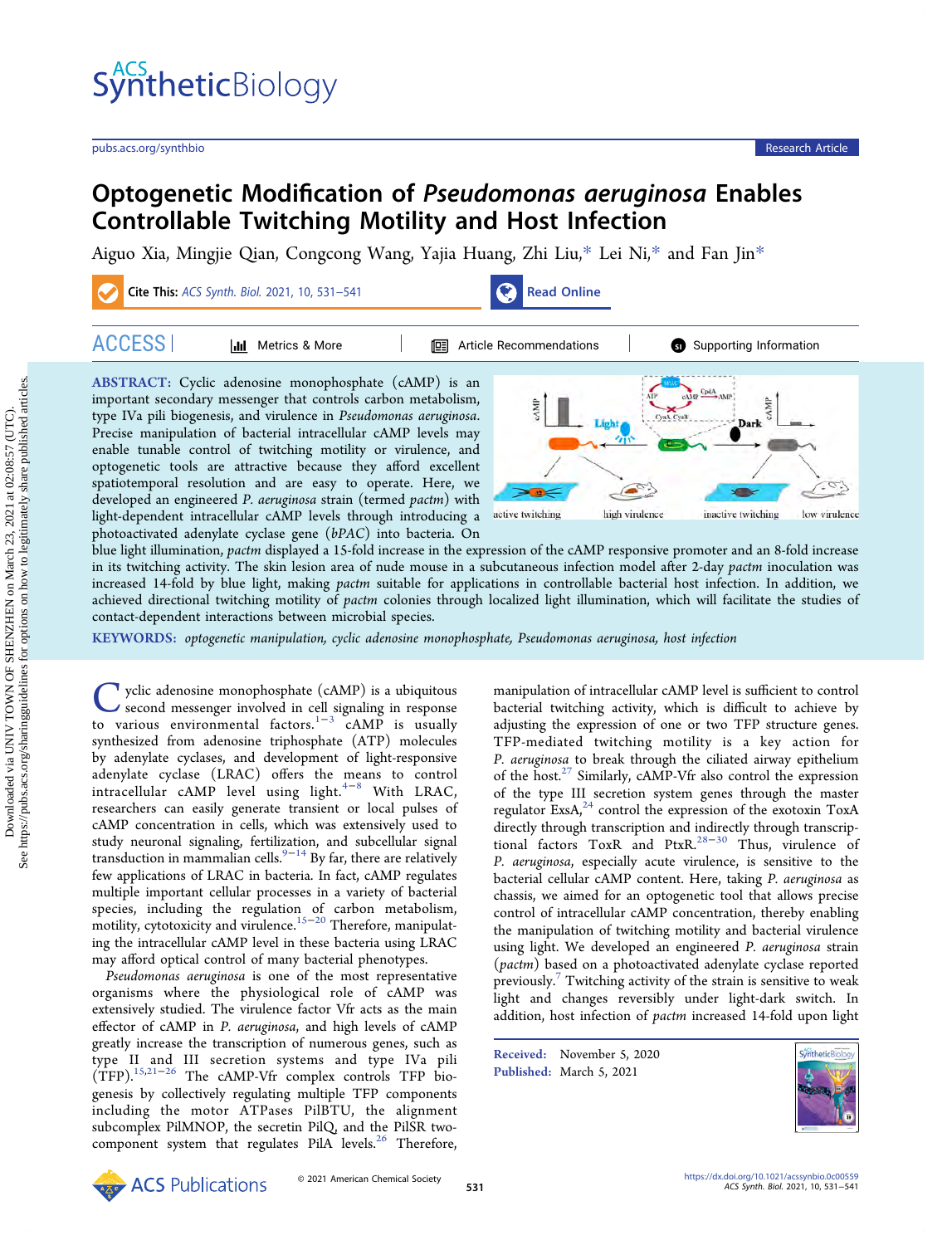# Optogenetic Modification of *Pseudomonas aeruginosa* Enables Controllable Twitching Motility and Host Infection

Aiguo Xia, Mingjie Qian, Congcong Wang, Yajia Huang, Zhi Liu,* Lei Ni,* and Fan Jin*

**ABSTRACT:** Cyclic adenosine monophosphate (cAMP) is an important secondary messenger that controls carbon metabolism, type IVa pili biogenesis, and virulence in *Pseudomonas aeruginosa*. Precise manipulation of bacterial intracellular cAMP levels may enable tunable control of twitching motility or virulence, and optogenetic tools are attractive because they afford excellent spatiotemporal resolution and are easy to operate. Here, we developed an engineered *P. aeruginosa* strain (termed *pactm*) with light-dependent intracellular cAMP levels through introducing a photoactivated adenylate cyclase gene (*bPAC*) into bacteria. On blue light illumination, *pactm* displayed a 15-fold increase in the expression of the cAMP responsive promoter and an 8-fold increase in its twitching activity. The skin lesion area of nude mouse in a subcutaneous infection model after 2-day *pactm* inoculation was increased 14-fold by blue light, making *pactm* suitable for applications in controllable bacterial host infection. In addition, we achieved directional twitching motility of *pactm* colonies through localized light illumination, which will facilitate the studies of contact-dependent interactions between microbial species.

**KEYWORDS:** *optogenetic manipulation, cyclic adenosine monophosphate, Pseudomonas aeruginosa, host infection*

Cyclic adenosine monophosphate (cAMP) is a ubiquitous second messenger involved in cell signaling in response to various environmental factors.[1−3] cAMP is usually synthesized from adenosine triphosphate (ATP) molecules by adenylate cyclases, and development of light-responsive adenylate cyclase (LRAC) offers the means to control intracellular cAMP level using light.[4−8] With LRAC, researchers can easily generate transient or local pulses of cAMP concentration in cells, which was extensively used to study neuronal signaling, fertilization, and subcellular signal transduction in mammalian cells.[9−14] By far, there are relatively few applications of LRAC in bacteria. In fact, cAMP regulates multiple important cellular processes in a variety of bacterial species, including the regulation of carbon metabolism, motility, cytotoxicity and virulence.[15−20] Therefore, manipulating the intracellular cAMP level in these bacteria using LRAC may afford optical control of many bacterial phenotypes.

*Pseudomonas aeruginosa* is one of the most representative organisms where the physiological role of cAMP was extensively studied. The virulence factor Vfr acts as the main effector of cAMP in *P. aeruginosa*, and high levels of cAMP greatly increase the transcription of numerous genes, such as type II and III secretion systems and type IVa pili (TFP).[15,21−26] The cAMP-Vfr complex controls TFP biogenesis by collectively regulating multiple TFP components including the motor ATPases PilBTU, the alignment subcomplex PilMNOP, the secretin PilQ, and the PilSR two-component system that regulates PilA levels.[26] Therefore, manipulation of intracellular cAMP level is sufficient to control bacterial twitching activity, which is difficult to achieve by adjusting the expression of one or two TFP structure genes. TFP-mediated twitching motility is a key action for *P. aeruginosa* to break through the ciliated airway epithelium of the host.[27] Similarly, cAMP-Vfr also control the expression of the type III secretion system genes through the master regulator ExsA,[24] control the expression of the exotoxin ToxA directly through transcription and indirectly through transcriptional factors ToxR and PtxR.[28−30] Thus, virulence of *P. aeruginosa*, especially acute virulence, is sensitive to the bacterial cellular cAMP content. Here, taking *P. aeruginosa* as chassis, we aimed for an optogenetic tool that allows precise control of intracellular cAMP concentration, thereby enabling the manipulation of twitching motility and bacterial virulence using light. We developed an engineered *P. aeruginosa* strain (*pactm*) based on a photoactivated adenylate cyclase reported previously.[7] Twitching activity of the strain is sensitive to weak light and changes reversibly under light-dark switch. In addition, host infection of *pactm* increased 14-fold upon light

Received: November 5, 2020
Published: March 5, 2021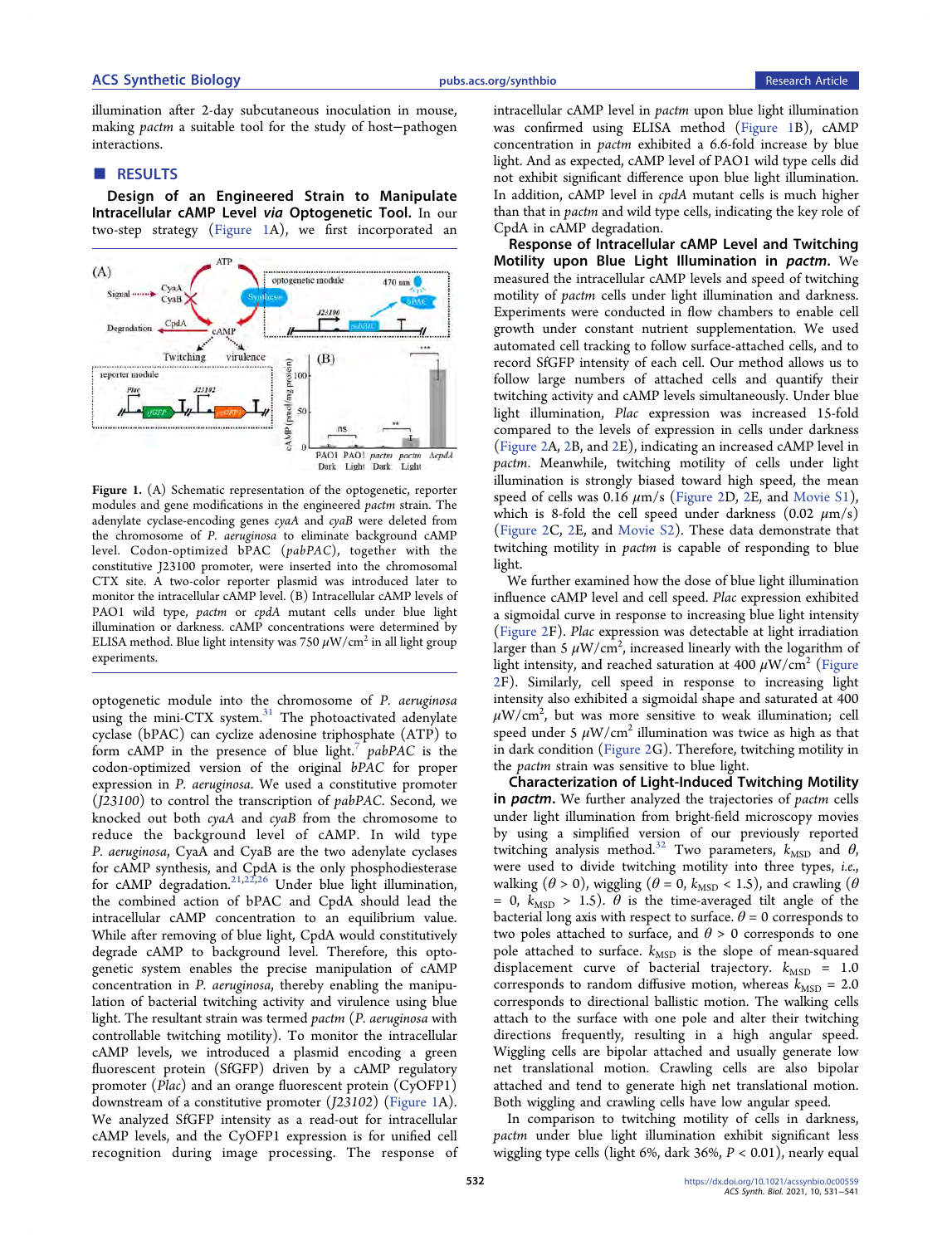illumination after 2-day subcutaneous inoculation in mouse, making *pactm* a suitable tool for the study of host−pathogen interactions.

## RESULTS

**Design of an Engineered Strain to Manipulate Intracellular cAMP Level *via* Optogenetic Tool.** In our two-step strategy (Figure 1A), we first incorporated an optogenetic module into the chromosome of *P. aeruginosa* using the mini-CTX system.[31] The photoactivated adenylate cyclase (bPAC) can cyclize adenosine triphosphate (ATP) to form cAMP in the presence of blue light.[7] *pabPAC* is the codon-optimized version of the original *bPAC* for proper expression in *P. aeruginosa*. We used a constitutive promoter (*J23100*) to control the transcription of *pabPAC*. Second, we knocked out both *cyaA* and *cyaB* from the chromosome to reduce the background level of cAMP. In wild type *P. aeruginosa*, CyaA and CyaB are the two adenylate cyclases for cAMP synthesis, and CpdA is the only phosphodiesterase for cAMP degradation.[21,22,26] Under blue light illumination, the combined action of bPAC and CpdA should lead the intracellular cAMP concentration to an equilibrium value. While after removing of blue light, CpdA would constitutively degrade cAMP to background level. Therefore, this optogenetic system enables the precise manipulation of cAMP concentration in *P. aeruginosa*, thereby enabling the manipulation of bacterial twitching activity and virulence using blue light. The resultant strain was termed *pactm* (*P. aeruginosa* with controllable twitching motility). To monitor the intracellular cAMP levels, we introduced a plasmid encoding a green fluorescent protein (SfGFP) driven by a cAMP regulatory promoter (*Plac*) and an orange fluorescent protein (CyOFP1) downstream of a constitutive promoter (*J23102*) (Figure 1A). We analyzed SfGFP intensity as a read-out for intracellular cAMP levels, and the CyOFP1 expression is for unified cell recognition during image processing. The response of intracellular cAMP level in *pactm* upon blue light illumination was confirmed using ELISA method (Figure 1B), cAMP concentration in *pactm* exhibited a 6.6-fold increase by blue light. And as expected, cAMP level of PAO1 wild type cells did not exhibit significant difference upon blue light illumination. In addition, cAMP level in *cpdA* mutant cells is much higher than that in *pactm* and wild type cells, indicating the key role of CpdA in cAMP degradation.

Figure 1. (A) Schematic representation of the optogenetic, reporter modules and gene modifications in the engineered *pactm* strain. The adenylate cyclase-encoding genes *cyaA* and *cyaB* were deleted from the chromosome of *P. aeruginosa* to eliminate background cAMP level. Codon-optimized bPAC (*pabPAC*), together with the constitutive J23100 promoter, were inserted into the chromosomal CTX site. A two-color reporter plasmid was introduced later to monitor the intracellular cAMP level. (B) Intracellular cAMP levels of PAO1 wild type, *pactm* or *cpdA* mutant cells under blue light illumination or darkness. cAMP concentrations were determined by ELISA method. Blue light intensity was 750 $\mu$W/cm$^2$ in all light group experiments.

**Response of Intracellular cAMP Level and Twitching Motility upon Blue Light Illumination in *pactm*.** We measured the intracellular cAMP levels and speed of twitching motility of *pactm* cells under light illumination and darkness. Experiments were conducted in flow chambers to enable cell growth under constant nutrient supplementation. We used automated cell tracking to follow surface-attached cells, and to record SfGFP intensity of each cell. Our method allows us to follow large numbers of attached cells and quantify their twitching activity and cAMP levels simultaneously. Under blue light illumination, *Plac* expression was increased 15-fold compared to the levels of expression in cells under darkness (Figure 2A, 2B, and 2E), indicating an increased cAMP level in *pactm*. Meanwhile, twitching motility of cells under light illumination is strongly biased toward high speed, the mean speed of cells was 0.16 $\mu$m/s (Figure 2D, 2E, and Movie S1), which is 8-fold the cell speed under darkness (0.02 $\mu$m/s) (Figure 2C, 2E, and Movie S2). These data demonstrate that twitching motility in *pactm* is capable of responding to blue light.

We further examined how the dose of blue light illumination influence cAMP level and cell speed. *Plac* expression exhibited a sigmoidal curve in response to increasing blue light intensity (Figure 2F). *Plac* expression was detectable at light irradiation larger than 5 $\mu$W/cm$^2$, increased linearly with the logarithm of light intensity, and reached saturation at 400 $\mu$W/cm$^2$ (Figure 2F). Similarly, cell speed in response to increasing light intensity also exhibited a sigmoidal shape and saturated at 400 $\mu$W/cm$^2$, but was more sensitive to weak illumination; cell speed under 5 $\mu$W/cm$^2$ illumination was twice as high as that in dark condition (Figure 2G). Therefore, twitching motility in the *pactm* strain was sensitive to blue light.

**Characterization of Light-Induced Twitching Motility in *pactm*.** We further analyzed the trajectories of *pactm* cells under light illumination from bright-field microscopy movies by using a simplified version of our previously reported twitching analysis method.[32] Two parameters, $k_{MSD}$ and $\theta$, were used to divide twitching motility into three types, *i.e.*, walking ($\theta > 0$), wiggling ($\theta = 0$, $k_{MSD} < 1.5$), and crawling ($\theta = 0$, $k_{MSD} > 1.5$). $\theta$ is the time-averaged tilt angle of the bacterial long axis with respect to surface. $\theta = 0$ corresponds to two poles attached to surface, and $\theta > 0$ corresponds to one pole attached to surface. $k_{MSD}$ is the slope of mean-squared displacement curve of bacterial trajectory. $k_{MSD} = 1.0$ corresponds to random diffusive motion, whereas $k_{MSD} = 2.0$ corresponds to directional ballistic motion. The walking cells attach to the surface with one pole and alter their twitching directions frequently, resulting in a high angular speed. Wiggling cells are bipolar attached and usually generate low net translational motion. Crawling cells are also bipolar attached and tend to generate high net translational motion. Both wiggling and crawling cells have low angular speed.

In comparison to twitching motility of cells in darkness, *pactm* under blue light illumination exhibit significant less wiggling type cells (light 6%, dark 36%, $P < 0.01$), nearly equal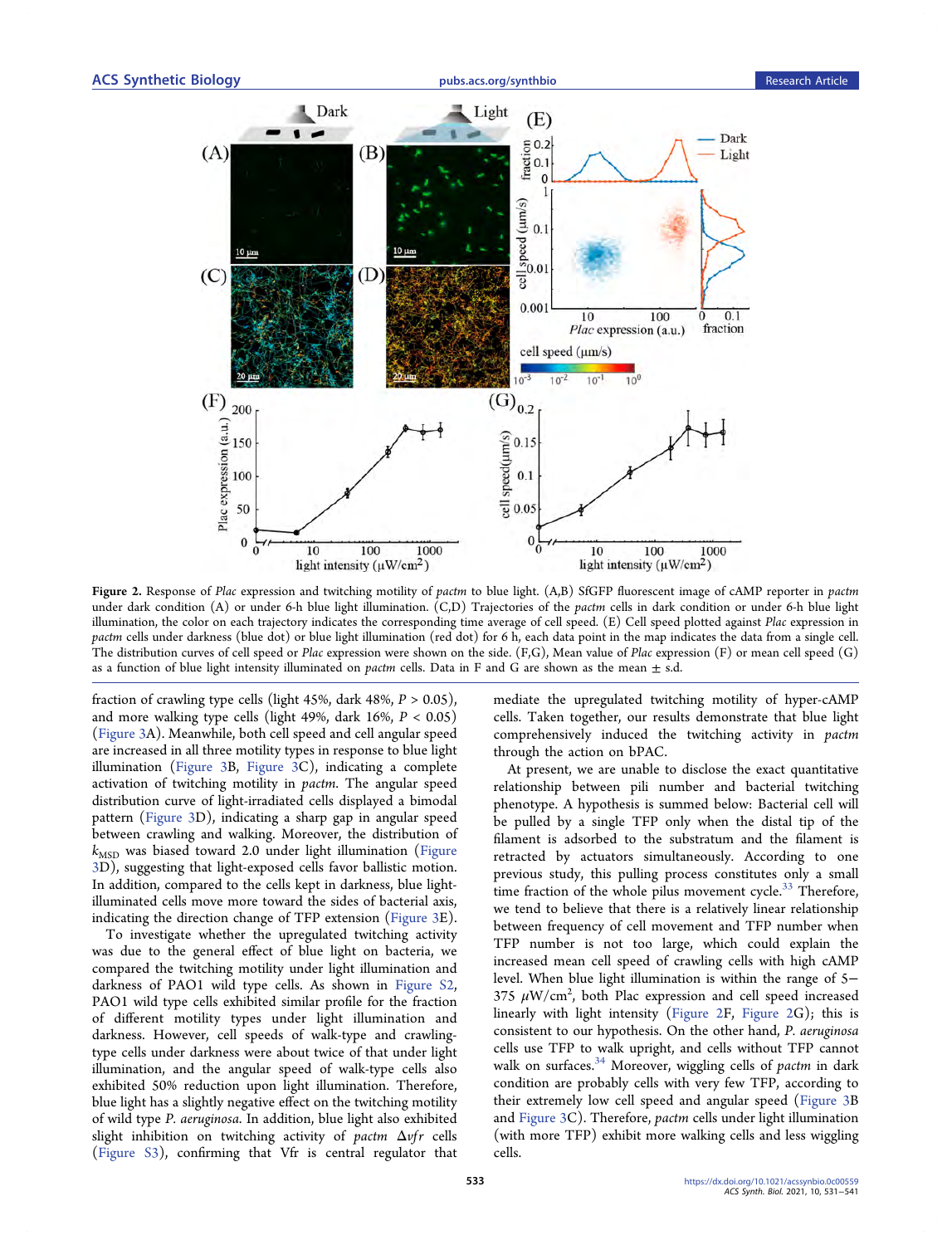**Figure 2.** Response of *Plac* expression and twitching motility of *pactm* to blue light. (A,B) SfGFP fluorescent image of cAMP reporter in *pactm* under dark condition (A) or under 6-h blue light illumination. (C,D) Trajectories of the *pactm* cells in dark condition or under 6-h blue light illumination, the color on each trajectory indicates the corresponding time average of cell speed. (E) Cell speed plotted against *Plac* expression in *pactm* cells under darkness (blue dot) or blue light illumination (red dot) for 6 h, each data point in the map indicates the data from a single cell. The distribution curves of cell speed or *Plac* expression were shown on the side. (F,G), Mean value of *Plac* expression (F) or mean cell speed (G) as a function of blue light intensity illuminated on *pactm* cells. Data in F and G are shown as the mean ± s.d.

fraction of crawling type cells (light 45%, dark 48%, $P > 0.05$), and more walking type cells (light 49%, dark 16%, $P < 0.05$) (Figure 3A). Meanwhile, both cell speed and cell angular speed are increased in all three motility types in response to blue light illumination (Figure 3B, Figure 3C), indicating a complete activation of twitching motility in *pactm*. The angular speed distribution curve of light-irradiated cells displayed a bimodal pattern (Figure 3D), indicating a sharp gap in angular speed between crawling and walking. Moreover, the distribution of $k_{MSD}$ was biased toward 2.0 under light illumination (Figure 3D), suggesting that light-exposed cells favor ballistic motion. In addition, compared to the cells kept in darkness, blue light-illuminated cells move more toward the sides of bacterial axis, indicating the direction change of TFP extension (Figure 3E).

To investigate whether the upregulated twitching activity was due to the general effect of blue light on bacteria, we compared the twitching motility under light illumination and darkness of PAO1 wild type cells. As shown in Figure S2, PAO1 wild type cells exhibited similar profile for the fraction of different motility types under light illumination and darkness. However, cell speeds of walk-type and crawling-type cells under darkness were about twice of that under light illumination, and the angular speed of walk-type cells also exhibited 50% reduction upon light illumination. Therefore, blue light has a slightly negative effect on the twitching motility of wild type *P. aeruginosa*. In addition, blue light also exhibited slight inhibition on twitching activity of *pactm* Δ*vfr* cells (Figure S3), confirming that Vfr is central regulator that mediate the upregulated twitching motility of hyper-cAMP cells. Taken together, our results demonstrate that blue light comprehensively induced the twitching activity in *pactm* through the action on bPAC.

At present, we are unable to disclose the exact quantitative relationship between pili number and bacterial twitching phenotype. A hypothesis is summed below: Bacterial cell will be pulled by a single TFP only when the distal tip of the filament is adsorbed to the substratum and the filament is retracted by actuators simultaneously. According to one previous study, this pulling process constitutes only a small time fraction of the whole pilus movement cycle.[33] Therefore, we tend to believe that there is a relatively linear relationship between frequency of cell movement and TFP number when TFP number is not too large, which could explain the increased mean cell speed of crawling cells with high cAMP level. When blue light illumination is within the range of 5–375 $\mu W/cm^2$, both Plac expression and cell speed increased linearly with light intensity (Figure 2F, Figure 2G); this is consistent to our hypothesis. On the other hand, *P. aeruginosa* cells use TFP to walk upright, and cells without TFP cannot walk on surfaces.[34] Moreover, wiggling cells of *pactm* in dark condition are probably cells with very few TFP, according to their extremely low cell speed and angular speed (Figure 3B and Figure 3C). Therefore, *pactm* cells under light illumination (with more TFP) exhibit more walking cells and less wiggling cells.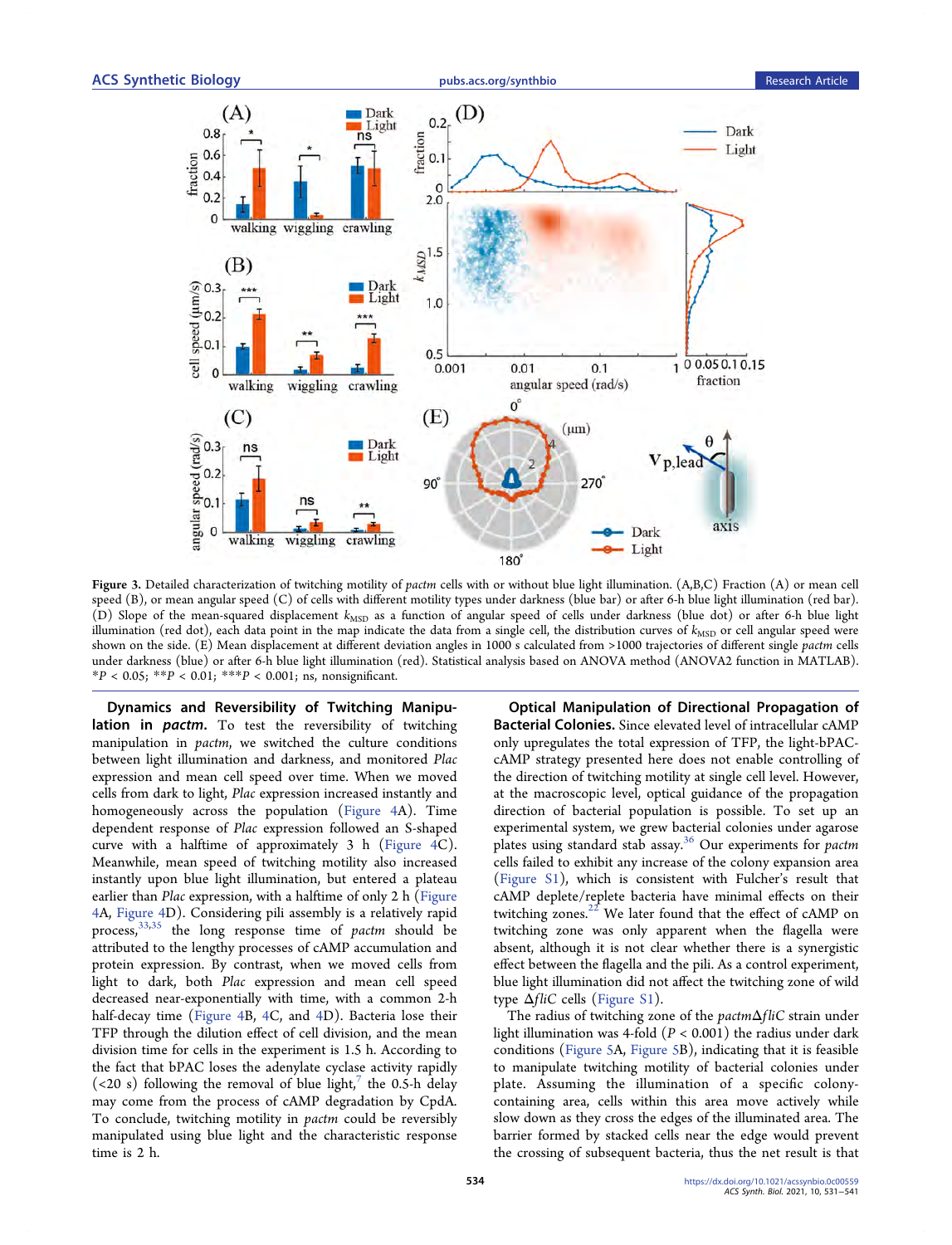Figure 3. Detailed characterization of twitching motility of *pactm* cells with or without blue light illumination. (A,B,C) Fraction (A) or mean cell speed (B), or mean angular speed (C) of cells with different motility types under darkness (blue bar) or after 6-h blue light illumination (red bar). (D) Slope of the mean-squared displacement $k_{MSD}$ as a function of angular speed of cells under darkness (blue dot) or after 6-h blue light illumination (red dot), each data point in the map indicate the data from a single cell, the distribution curves of $k_{MSD}$ or cell angular speed were shown on the side. (E) Mean displacement at different deviation angles in 1000 s calculated from >1000 trajectories of different single *pactm* cells under darkness (blue) or after 6-h blue light illumination (red). Statistical analysis based on ANOVA method (ANOVA2 function in MATLAB). *P < 0.05; **P < 0.01; ***P < 0.001; ns, nonsignificant.

**Dynamics and Reversibility of Twitching Manipulation in *pactm*.** To test the reversibility of twitching manipulation in *pactm*, we switched the culture conditions between light illumination and darkness, and monitored *Plac* expression and mean cell speed over time. When we moved cells from dark to light, *Plac* expression increased instantly and homogeneously across the population (Figure 4A). Time dependent response of *Plac* expression followed an S-shaped curve with a halftime of approximately 3 h (Figure 4C). Meanwhile, mean speed of twitching motility also increased instantly upon blue light illumination, but entered a plateau earlier than *Plac* expression, with a halftime of only 2 h (Figure 4A, Figure 4D). Considering pili assembly is a relatively rapid process,[33,35] the long response time of *pactm* should be attributed to the lengthy processes of cAMP accumulation and protein expression. By contrast, when we moved cells from light to dark, both *Plac* expression and mean cell speed decreased near-exponentially with time, with a common 2-h half-decay time (Figure 4B, 4C, and 4D). Bacteria lose their TFP through the dilution effect of cell division, and the mean division time for cells in the experiment is 1.5 h. According to the fact that bPAC loses the adenylate cyclase activity rapidly (<20 s) following the removal of blue light,[7] the 0.5-h delay may come from the process of cAMP degradation by CpdA. To conclude, twitching motility in *pactm* could be reversibly manipulated using blue light and the characteristic response time is 2 h.

**Optical Manipulation of Directional Propagation of Bacterial Colonies.** Since elevated level of intracellular cAMP only upregulates the total expression of TFP, the light-bPAC-cAMP strategy presented here does not enable controlling of the direction of twitching motility at single cell level. However, at the macroscopic level, optical guidance of the propagation direction of bacterial population is possible. To set up an experimental system, we grew bacterial colonies under agarose plates using standard stab assay.[36] Our experiments for *pactm* cells failed to exhibit any increase of the colony expansion area (Figure S1), which is consistent with Fulcher's result that cAMP deplete/replete bacteria have minimal effects on their twitching zones.[22] We later found that the effect of cAMP on twitching zone was only apparent when the flagella were absent, although it is not clear whether there is a synergistic effect between the flagella and the pili. As a control experiment, blue light illumination did not affect the twitching zone of wild type Δ*fliC* cells (Figure S1).

The radius of twitching zone of the *pactm*Δ*fliC* strain under light illumination was 4-fold (P < 0.001) the radius under dark conditions (Figure 5A, Figure 5B), indicating that it is feasible to manipulate twitching motility of bacterial colonies under plate. Assuming the illumination of a specific colony-containing area, cells within this area move actively while slow down as they cross the edges of the illuminated area. The barrier formed by stacked cells near the edge would prevent the crossing of subsequent bacteria, thus the net result is that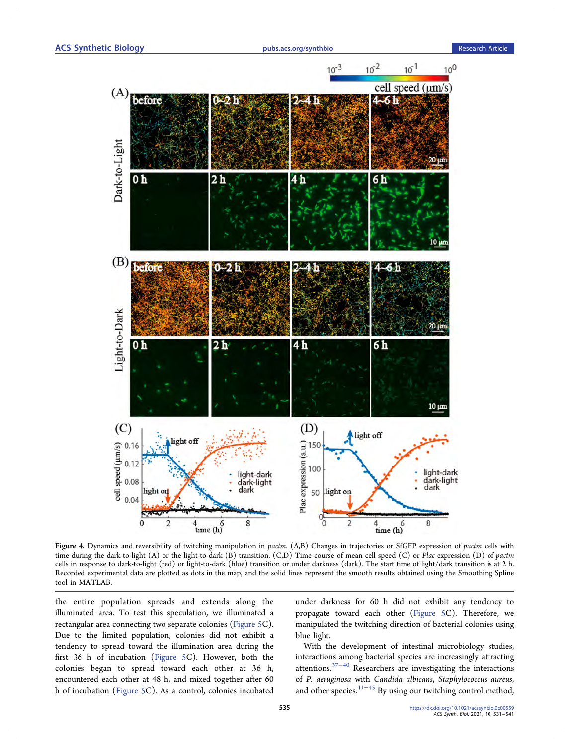**Figure 4.** Dynamics and reversibility of twitching manipulation in *pactm*. (A,B) Changes in trajectories or SfGFP expression of *pactm* cells with time during the dark-to-light (A) or the light-to-dark (B) transition. (C,D) Time course of mean cell speed (C) or *Plac* expression (D) of *pactm* cells in response to dark-to-light (red) or light-to-dark (blue) transition or under darkness (dark). The start time of light/dark transition is at 2 h. Recorded experimental data are plotted as dots in the map, and the solid lines represent the smooth results obtained using the Smoothing Spline tool in MATLAB.

the entire population spreads and extends along the illuminated area. To test this speculation, we illuminated a rectangular area connecting two separate colonies (Figure 5C). Due to the limited population, colonies did not exhibit a tendency to spread toward the illumination area during the first 36 h of incubation (Figure 5C). However, both the colonies began to spread toward each other at 36 h, encountered each other at 48 h, and mixed together after 60 h of incubation (Figure 5C). As a control, colonies incubated under darkness for 60 h did not exhibit any tendency to propagate toward each other (Figure 5C). Therefore, we manipulated the twitching direction of bacterial colonies using blue light.

With the development of intestinal microbiology studies, interactions among bacterial species are increasingly attracting attentions.[37−40] Researchers are investigating the interactions of *P. aeruginosa* with *Candida albicans*, *Staphylococcus aureus*, and other species.[41−45] By using our twitching control method,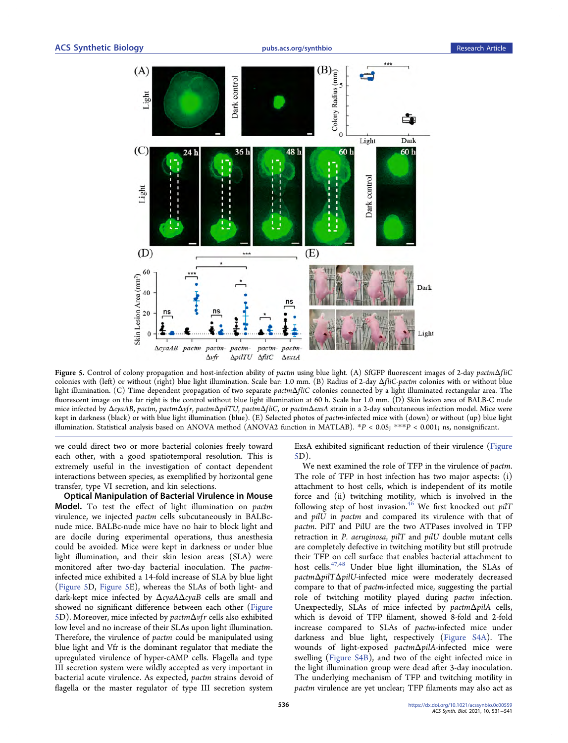Figure 5. Control of colony propagation and host-infection ability of *pactm* using blue light. (A) SfGFP fluorescent images of 2-day *pactm*Δ*fliC* colonies with (left) or without (right) blue light illumination. Scale bar: 1.0 mm. (B) Radius of 2-day Δ*fliC*-*pactm* colonies with or without blue light illumination. (C) Time dependent propagation of two separate *pactm*Δ*fliC* colonies connected by a light illuminated rectangular area. The fluorescent image on the far right is the control without blue light illumination at 60 h. Scale bar 1.0 mm. (D) Skin lesion area of BALB-C nude mice infected by Δ*cyaAB*, *pactm*, *pactm*Δ*vfr*, *pactm*Δ*pilTU*, *pactm*Δ*fliC*, or *pactm*Δ*exsA* strain in a 2-day subcutaneous infection model. Mice were kept in darkness (black) or with blue light illumination (blue). (E) Selected photos of *pactm*-infected mice with (down) or without (up) blue light illumination. Statistical analysis based on ANOVA method (ANOVA2 function in MATLAB). $^{*}P < 0.05$; $^{***}P < 0.001$; ns, nonsignificant.

we could direct two or more bacterial colonies freely toward each other, with a good spatiotemporal resolution. This is extremely useful in the investigation of contact dependent interactions between species, as exemplified by horizontal gene transfer, type VI secretion, and kin selections.

**Optical Manipulation of Bacterial Virulence in Mouse Model.** To test the effect of light illumination on *pactm* virulence, we injected *pactm* cells subcutaneously in BALBc-nude mice. BALBc-nude mice have no hair to block light and are docile during experimental operations, thus anesthesia could be avoided. Mice were kept in darkness or under blue light illumination, and their skin lesion areas (SLA) were monitored after two-day bacterial inoculation. The *pactm*-infected mice exhibited a 14-fold increase of SLA by blue light (Figure 5D, Figure 5E), whereas the SLAs of both light- and dark-kept mice infected by Δ*cyaA*Δ*cyaB* cells are small and showed no significant difference between each other (Figure 5D). Moreover, mice infected by *pactm*Δ*vfr* cells also exhibited low level and no increase of their SLAs upon light illumination. Therefore, the virulence of *pactm* could be manipulated using blue light and Vfr is the dominant regulator that mediate the upregulated virulence of hyper-cAMP cells. Flagella and type III secretion system were wildly accepted as very important in bacterial acute virulence. As expected, *pactm* strains devoid of flagella or the master regulator of type III secretion system ExsA exhibited significant reduction of their virulence (Figure 5D).

We next examined the role of TFP in the virulence of *pactm*. The role of TFP in host infection has two major aspects: (i) attachment to host cells, which is independent of its motile force and (ii) twitching motility, which is involved in the following step of host invasion.[46] We first knocked out *pilT* and *pilU* in *pactm* and compared its virulence with that of *pactm*. PilT and PilU are the two ATPases involved in TFP retraction in *P. aeruginosa*, *pilT* and *pilU* double mutant cells are completely defective in twitching motility but still protrude their TFP on cell surface that enables bacterial attachment to host cells.[47,48] Under blue light illumination, the SLAs of *pactm*Δ*pilT*Δ*pilU*-infected mice were moderately decreased compare to that of *pactm*-infected mice, suggesting the partial role of twitching motility played during *pactm* infection. Unexpectedly, SLAs of mice infected by *pactm*Δ*pilA* cells, which is devoid of TFP filament, showed 8-fold and 2-fold increase compared to SLAs of *pactm*-infected mice under darkness and blue light, respectively (Figure S4A). The wounds of light-exposed *pactm*Δ*pilA*-infected mice were swelling (Figure S4B), and two of the eight infected mice in the light illumination group were dead after 3-day inoculation. The underlying mechanism of TFP and twitching motility in *pactm* virulence are yet unclear; TFP filaments may also act as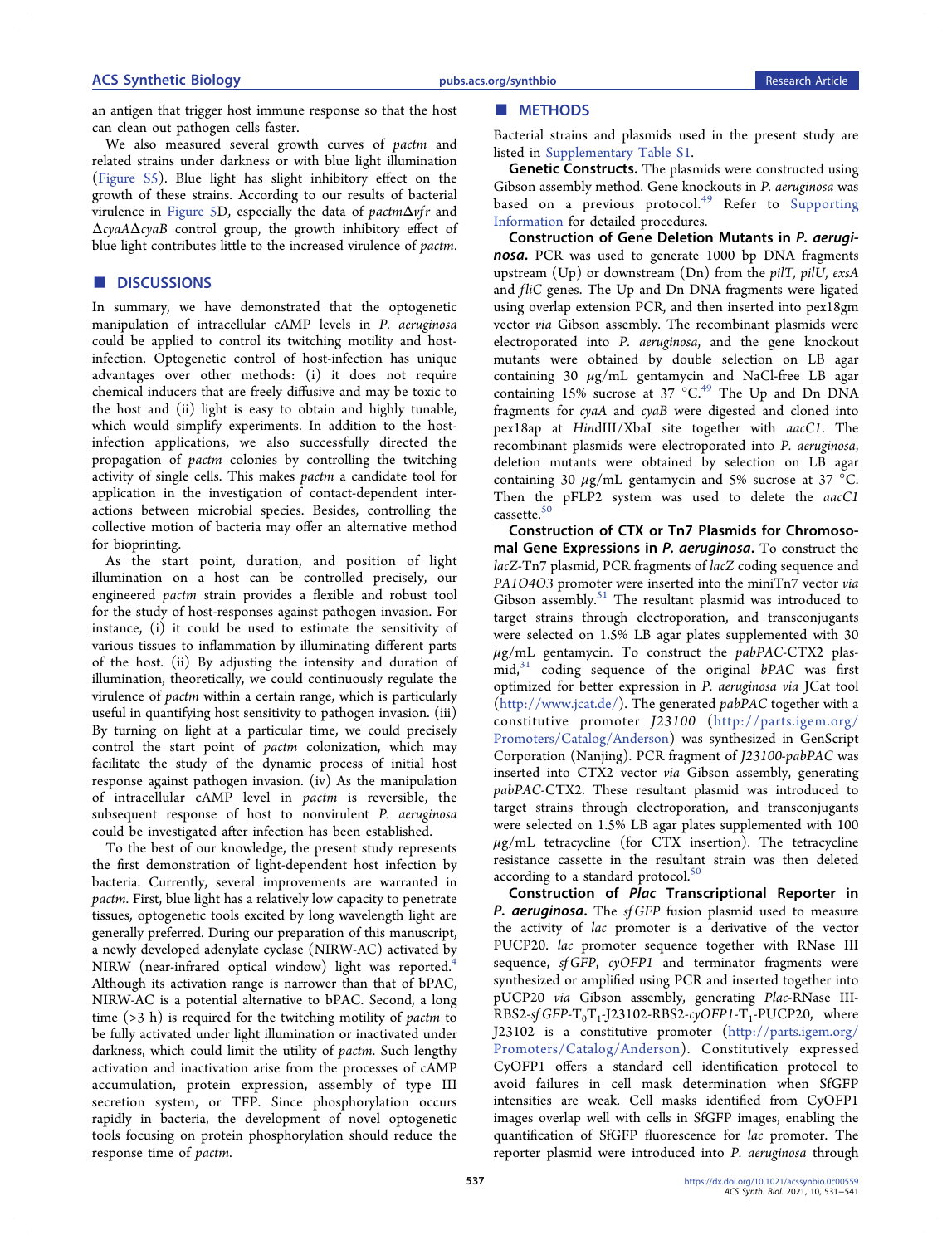an antigen that trigger host immune response so that the host can clean out pathogen cells faster.

We also measured several growth curves of *pactm* and related strains under darkness or with blue light illumination (Figure S5). Blue light has slight inhibitory effect on the growth of these strains. According to our results of bacterial virulence in Figure 5D, especially the data of *pactm*Δ*vfr* and Δ*cyaA*Δ*cyaB* control group, the growth inhibitory effect of blue light contributes little to the increased virulence of *pactm*.

## DISCUSSIONS

In summary, we have demonstrated that the optogenetic manipulation of intracellular cAMP levels in *P. aeruginosa* could be applied to control its twitching motility and host-infection. Optogenetic control of host-infection has unique advantages over other methods: (i) it does not require chemical inducers that are freely diffusive and may be toxic to the host and (ii) light is easy to obtain and highly tunable, which would simplify experiments. In addition to the host-infection applications, we also successfully directed the propagation of *pactm* colonies by controlling the twitching activity of single cells. This makes *pactm* a candidate tool for application in the investigation of contact-dependent interactions between microbial species. Besides, controlling the collective motion of bacteria may offer an alternative method for bioprinting.

As the start point, duration, and position of light illumination on a host can be controlled precisely, our engineered *pactm* strain provides a flexible and robust tool for the study of host-responses against pathogen invasion. For instance, (i) it could be used to estimate the sensitivity of various tissues to inflammation by illuminating different parts of the host. (ii) By adjusting the intensity and duration of illumination, theoretically, we could continuously regulate the virulence of *pactm* within a certain range, which is particularly useful in quantifying host sensitivity to pathogen invasion. (iii) By turning on light at a particular time, we could precisely control the start point of *pactm* colonization, which may facilitate the study of the dynamic process of initial host response against pathogen invasion. (iv) As the manipulation of intracellular cAMP level in *pactm* is reversible, the subsequent response of host to nonvirulent *P. aeruginosa* could be investigated after infection has been established.

To the best of our knowledge, the present study represents the first demonstration of light-dependent host infection by bacteria. Currently, several improvements are warranted in *pactm*. First, blue light has a relatively low capacity to penetrate tissues, optogenetic tools excited by long wavelength light are generally preferred. During our preparation of this manuscript, a newly developed adenylate cyclase (NIRW-AC) activated by NIRW (near-infrared optical window) light was reported.[4] Although its activation range is narrower than that of bPAC, NIRW-AC is a potential alternative to bPAC. Second, a long time (>3 h) is required for the twitching motility of *pactm* to be fully activated under light illumination or inactivated under darkness, which could limit the utility of *pactm*. Such lengthy activation and inactivation arise from the processes of cAMP accumulation, protein expression, assembly of type III secretion system, or TFP. Since phosphorylation occurs rapidly in bacteria, the development of novel optogenetic tools focusing on protein phosphorylation should reduce the response time of *pactm*.

## METHODS

Bacterial strains and plasmids used in the present study are listed in Supplementary Table S1.

**Genetic Constructs.** The plasmids were constructed using Gibson assembly method. Gene knockouts in *P. aeruginosa* was based on a previous protocol.[49] Refer to Supporting Information for detailed procedures.

**Construction of Gene Deletion Mutants in *P. aeruginosa*.** PCR was used to generate 1000 bp DNA fragments upstream (Up) or downstream (Dn) from the *pilT*, *pilU*, *exsA* and *fliC* genes. The Up and Dn DNA fragments were ligated using overlap extension PCR, and then inserted into pex18gm vector *via* Gibson assembly. The recombinant plasmids were electroporated into *P. aeruginosa*, and the gene knockout mutants were obtained by double selection on LB agar containing 30 μg/mL gentamycin and NaCl-free LB agar containing 15% sucrose at 37 °C.[49] The Up and Dn DNA fragments for *cyaA* and *cyaB* were digested and cloned into pex18ap at HindIII/XbaI site together with *aacC1*. The recombinant plasmids were electroporated into *P. aeruginosa*, deletion mutants were obtained by selection on LB agar containing 30 μg/mL gentamycin and 5% sucrose at 37 °C. Then the pFLP2 system was used to delete the *aacC1* cassette.[50]

**Construction of CTX or Tn7 Plasmids for Chromosomal Gene Expressions in *P. aeruginosa*.** To construct the *lacZ*-Tn7 plasmid, PCR fragments of *lacZ* coding sequence and *PA1O4O3* promoter were inserted into the miniTn7 vector *via* Gibson assembly.[51] The resultant plasmid was introduced to target strains through electroporation, and transconjugants were selected on 1.5% LB agar plates supplemented with 30 μg/mL gentamycin. To construct the *pabPAC*-CTX2 plasmid,[31] coding sequence of the original *bPAC* was first optimized for better expression in *P. aeruginosa via* JCat tool (http://www.jcat.de/). The generated *pabPAC* together with a constitutive promoter *J23100* (http://parts.igem.org/Promoters/Catalog/Anderson) was synthesized in GenScript Corporation (Nanjing). PCR fragment of *J23100-pabPAC* was inserted into CTX2 vector *via* Gibson assembly, generating *pabPAC*-CTX2. These resultant plasmid was introduced to target strains through electroporation, and transconjugants were selected on 1.5% LB agar plates supplemented with 100 μg/mL tetracycline (for CTX insertion). The tetracycline resistance cassette in the resultant strain was then deleted according to a standard protocol.[50]

**Construction of *Plac* Transcriptional Reporter in *P. aeruginosa*.** The *sfGFP* fusion plasmid used to measure the activity of *lac* promoter is a derivative of the vector PUCP20. *lac* promoter sequence together with RNase III sequence, *sfGFP*, *cyOFP1* and terminator fragments were synthesized or amplified using PCR and inserted together into pUCP20 *via* Gibson assembly, generating *Plac*-RNase III-RBS2-*sfGFP*-$T_0T_1$-J23102-RBS2-*cyOFP1*-$T_1$-PUCP20, where J23102 is a constitutive promoter (http://parts.igem.org/Promoters/Catalog/Anderson). Constitutively expressed CyOFP1 offers a standard cell identification protocol to avoid failures in cell mask determination when SfGFP intensities are weak. Cell masks identified from CyOFP1 images overlap well with cells in SfGFP images, enabling the quantification of SfGFP fluorescence for *lac* promoter. The reporter plasmid were introduced into *P. aeruginosa* through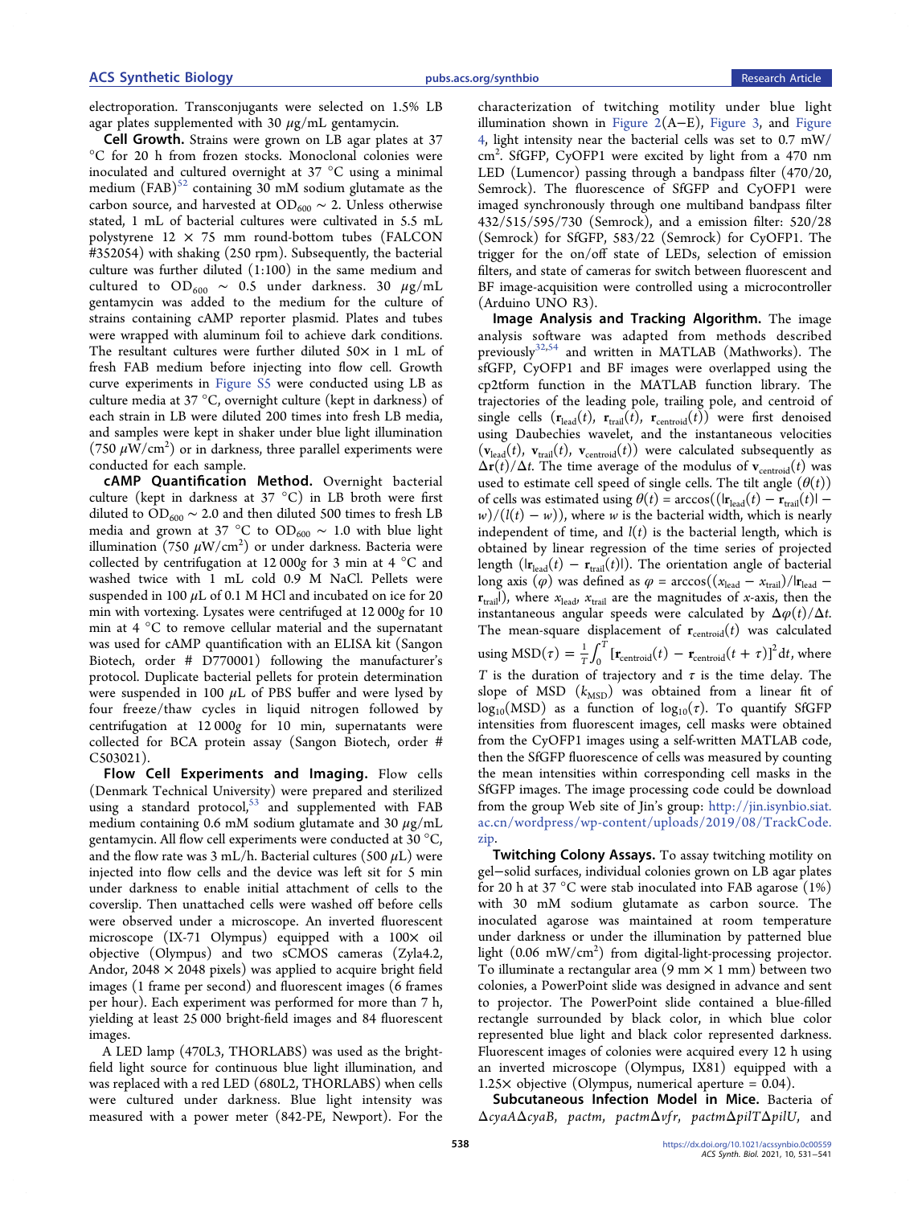electroporation. Transconjugants were selected on 1.5% LB agar plates supplemented with 30 μg/mL gentamycin.

**Cell Growth.** Strains were grown on LB agar plates at 37 °C for 20 h from frozen stocks. Monoclonal colonies were inoculated and cultured overnight at 37 °C using a minimal medium (FAB)[52] containing 30 mM sodium glutamate as the carbon source, and harvested at $OD_{600}$ ∼ 2. Unless otherwise stated, 1 mL of bacterial cultures were cultivated in 5.5 mL polystyrene 12 × 75 mm round-bottom tubes (FALCON #352054) with shaking (250 rpm). Subsequently, the bacterial culture was further diluted (1:100) in the same medium and cultured to $OD_{600}$ ∼ 0.5 under darkness. 30 μg/mL gentamycin was added to the medium for the culture of strains containing cAMP reporter plasmid. Plates and tubes were wrapped with aluminum foil to achieve dark conditions. The resultant cultures were further diluted 50× in 1 mL of fresh FAB medium before injecting into flow cell. Growth curve experiments in Figure S5 were conducted using LB as culture media at 37 °C, overnight culture (kept in darkness) of each strain in LB were diluted 200 times into fresh LB media, and samples were kept in shaker under blue light illumination (750 μW/cm²) or in darkness, three parallel experiments were conducted for each sample.

**cAMP Quantification Method.** Overnight bacterial culture (kept in darkness at 37 °C) in LB broth were first diluted to $OD_{600}$ ∼ 2.0 and then diluted 500 times to fresh LB media and grown at 37 °C to $OD_{600}$ ∼ 1.0 with blue light illumination (750 μW/cm²) or under darkness. Bacteria were collected by centrifugation at 12 000g for 3 min at 4 °C and washed twice with 1 mL cold 0.9 M NaCl. Pellets were suspended in 100 μL of 0.1 M HCl and incubated on ice for 20 min with vortexing. Lysates were centrifuged at 12 000g for 10 min at 4 °C to remove cellular material and the supernatant was used for cAMP quantification with an ELISA kit (Sangon Biotech, order # D770001) following the manufacturer's protocol. Duplicate bacterial pellets for protein determination were suspended in 100 μL of PBS buffer and were lysed by four freeze/thaw cycles in liquid nitrogen followed by centrifugation at 12 000g for 10 min, supernatants were collected for BCA protein assay (Sangon Biotech, order # C503021).

**Flow Cell Experiments and Imaging.** Flow cells (Denmark Technical University) were prepared and sterilized using a standard protocol,[53] and supplemented with FAB medium containing 0.6 mM sodium glutamate and 30 μg/mL gentamycin. All flow cell experiments were conducted at 30 °C, and the flow rate was 3 mL/h. Bacterial cultures (500 μL) were injected into flow cells and the device was left sit for 5 min under darkness to enable initial attachment of cells to the coverslip. Then unattached cells were washed off before cells were observed under a microscope. An inverted fluorescent microscope (IX-71 Olympus) equipped with a 100× oil objective (Olympus) and two sCMOS cameras (Zyla4.2, Andor, 2048 × 2048 pixels) was applied to acquire bright field images (1 frame per second) and fluorescent images (6 frames per hour). Each experiment was performed for more than 7 h, yielding at least 25 000 bright-field images and 84 fluorescent images.

A LED lamp (470L3, THORLABS) was used as the bright-field light source for continuous blue light illumination, and was replaced with a red LED (680L2, THORLABS) when cells were cultured under darkness. Blue light intensity was measured with a power meter (842-PE, Newport). For the characterization of twitching motility under blue light illumination shown in Figure 2(A−E), Figure 3, and Figure 4, light intensity near the bacterial cells was set to 0.7 mW/cm². SfGFP, CyOFP1 were excited by light from a 470 nm LED (Lumencor) passing through a bandpass filter (470/20, Semrock). The fluorescence of SfGFP and CyOFP1 were imaged synchronously through one multiband bandpass filter 432/515/595/730 (Semrock), and a emission filter: 520/28 (Semrock) for SfGFP, 583/22 (Semrock) for CyOFP1. The trigger for the on/off state of LEDs, selection of emission filters, and state of cameras for switch between fluorescent and BF image-acquisition were controlled using a microcontroller (Arduino UNO R3).

**Image Analysis and Tracking Algorithm.** The image analysis software was adapted from methods described previously[32,54] and written in MATLAB (Mathworks). The sfGFP, CyOFP1 and BF images were overlapped using the cp2tform function in the MATLAB function library. The trajectories of the leading pole, trailing pole, and centroid of single cells ($\mathbf{r}_{lead}(t)$, $\mathbf{r}_{trail}(t)$, $\mathbf{r}_{centroid}(t)$) were first denoised using Daubechies wavelet, and the instantaneous velocities ($\mathbf{v}_{lead}(t)$, $\mathbf{v}_{trail}(t)$, $\mathbf{v}_{centroid}(t)$) were calculated subsequently as $\Delta\mathbf{r}(t)/\Delta t$. The time average of the modulus of $\mathbf{v}_{centroid}(t)$ was used to estimate cell speed of single cells. The tilt angle ($\theta(t)$) of cells was estimated using $\theta(t) = \arccos((|\mathbf{r}_{lead}(t) - \mathbf{r}_{trail}(t)| - w)/(l(t) - w))$, where $w$ is the bacterial width, which is nearly independent of time, and $l(t)$ is the bacterial length, which is obtained by linear regression of the time series of projected length ($|\mathbf{r}_{lead}(t) - \mathbf{r}_{trail}(t)|$). The orientation angle of bacterial long axis ($\varphi$) was defined as $\varphi = \arccos((x_{lead} - x_{trail})/|\mathbf{r}_{lead} - \mathbf{r}_{trail}|)$, where $x_{lead}$, $x_{trail}$ are the magnitudes of x-axis, then the instantaneous angular speeds were calculated by $\Delta\varphi(t)/\Delta t$. The mean-square displacement of $\mathbf{r}_{centroid}(t)$ was calculated using $\mathrm{MSD}(\tau) = \frac{1}{T}\int_0^T [\mathbf{r}_{centroid}(t) - \mathbf{r}_{centroid}(t + \tau)]^2 dt$, where $T$ is the duration of trajectory and $\tau$ is the time delay. The slope of MSD ($k_{MSD}$) was obtained from a linear fit of $\log_{10}(\mathrm{MSD})$ as a function of $\log_{10}(\tau)$. To quantify SfGFP intensities from fluorescent images, cell masks were obtained from the CyOFP1 images using a self-written MATLAB code, then the SfGFP fluorescence of cells was measured by counting the mean intensities within corresponding cell masks in the SfGFP images. The image processing code could be download from the group Web site of Jin's group: http://jin.isynbio.siat.ac.cn/wordpress/wp-content/uploads/2019/08/TrackCode.zip.

**Twitching Colony Assays.** To assay twitching motility on gel−solid surfaces, individual colonies grown on LB agar plates for 20 h at 37 °C were stab inoculated into FAB agarose (1%) with 30 mM sodium glutamate as carbon source. The inoculated agarose was maintained at room temperature under darkness or under the illumination by patterned blue light (0.06 mW/cm²) from digital-light-processing projector. To illuminate a rectangular area (9 mm × 1 mm) between two colonies, a PowerPoint slide was designed in advance and sent to projector. The PowerPoint slide contained a blue-filled rectangle surrounded by black color, in which blue color represented blue light and black color represented darkness. Fluorescent images of colonies were acquired every 12 h using an inverted microscope (Olympus, IX81) equipped with a 1.25× objective (Olympus, numerical aperture = 0.04).

**Subcutaneous Infection Model in Mice.** Bacteria of Δ*cyaA*Δ*cyaB*, *pactm*, *pactm*Δ*vfr*, *pactm*Δ*pilT*Δ*pilU*, and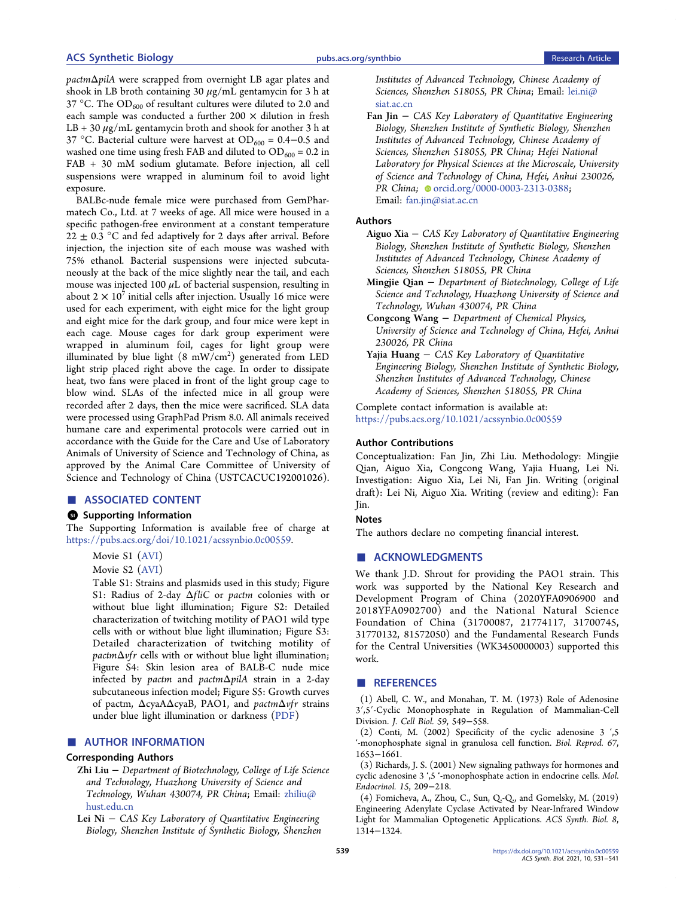*pactm*Δ*pilA* were scrapped from overnight LB agar plates and shook in LB broth containing 30 μg/mL gentamycin for 3 h at 37 °C. The $OD_{600}$ of resultant cultures were diluted to 2.0 and each sample was conducted a further 200 × dilution in fresh LB + 30 μg/mL gentamycin broth and shook for another 3 h at 37 °C. Bacterial culture were harvest at $OD_{600}$ = 0.4−0.5 and washed one time using fresh FAB and diluted to $OD_{600}$ = 0.2 in FAB + 30 mM sodium glutamate. Before injection, all cell suspensions were wrapped in aluminum foil to avoid light exposure.

BALBc-nude female mice were purchased from GemPharmatech Co., Ltd. at 7 weeks of age. All mice were housed in a specific pathogen-free environment at a constant temperature 22 ± 0.3 °C and fed adaptively for 2 days after arrival. Before injection, the injection site of each mouse was washed with 75% ethanol. Bacterial suspensions were injected subcutaneously at the back of the mice slightly near the tail, and each mouse was injected 100 μL of bacterial suspension, resulting in about $2 \times 10^7$ initial cells after injection. Usually 16 mice were used for each experiment, with eight mice for the light group and eight mice for the dark group, and four mice were kept in each cage. Mouse cages for dark group experiment were wrapped in aluminum foil, cages for light group were illuminated by blue light (8 $mW/cm^2$) generated from LED light strip placed right above the cage. In order to dissipate heat, two fans were placed in front of the light group cage to blow wind. SLAs of the infected mice in all group were recorded after 2 days, then the mice were sacrificed. SLA data were processed using GraphPad Prism 8.0. All animals received humane care and experimental protocols were carried out in accordance with the Guide for the Care and Use of Laboratory Animals of University of Science and Technology of China, as approved by the Animal Care Committee of University of Science and Technology of China (USTCACUC192001026).

## ■ ASSOCIATED CONTENT

### Supporting Information

The Supporting Information is available free of charge at https://pubs.acs.org/doi/10.1021/acssynbio.0c00559.

Movie S1 (AVI)

Movie S2 (AVI)

Table S1: Strains and plasmids used in this study; Figure S1: Radius of 2-day Δ*fliC* or *pactm* colonies with or without blue light illumination; Figure S2: Detailed characterization of twitching motility of PAO1 wild type cells with or without blue light illumination; Figure S3: Detailed characterization of twitching motility of *pactm*Δ*vfr* cells with or without blue light illumination; Figure S4: Skin lesion area of BALB-C nude mice infected by *pactm* and *pactm*Δ*pilA* strain in a 2-day subcutaneous infection model; Figure S5: Growth curves of pactm, ΔcyaAΔcyaB, PAO1, and *pactm*Δ*vfr* strains under blue light illumination or darkness (PDF)

## ■ AUTHOR INFORMATION

### Corresponding Authors

**Zhi Liu** − *Department of Biotechnology, College of Life Science and Technology, Huazhong University of Science and Technology, Wuhan 430074, PR China*; Email: zhiliu@hust.edu.cn

**Lei Ni** − *CAS Key Laboratory of Quantitative Engineering Biology, Shenzhen Institute of Synthetic Biology, Shenzhen Institutes of Advanced Technology, Chinese Academy of Sciences, Shenzhen 518055, PR China*; Email: lei.ni@siat.ac.cn

**Fan Jin** − *CAS Key Laboratory of Quantitative Engineering Biology, Shenzhen Institute of Synthetic Biology, Shenzhen Institutes of Advanced Technology, Chinese Academy of Sciences, Shenzhen 518055, PR China; Hefei National Laboratory for Physical Sciences at the Microscale, University of Science and Technology of China, Hefei, Anhui 230026, PR China*; orcid.org/0000-0003-2313-0388; Email: fan.jin@siat.ac.cn

### Authors

**Aiguo Xia** − *CAS Key Laboratory of Quantitative Engineering Biology, Shenzhen Institute of Synthetic Biology, Shenzhen Institutes of Advanced Technology, Chinese Academy of Sciences, Shenzhen 518055, PR China*

**Mingjie Qian** − *Department of Biotechnology, College of Life Science and Technology, Huazhong University of Science and Technology, Wuhan 430074, PR China*

**Congcong Wang** − *Department of Chemical Physics, University of Science and Technology of China, Hefei, Anhui 230026, PR China*

**Yajia Huang** − *CAS Key Laboratory of Quantitative Engineering Biology, Shenzhen Institute of Synthetic Biology, Shenzhen Institutes of Advanced Technology, Chinese Academy of Sciences, Shenzhen 518055, PR China*

Complete contact information is available at: https://pubs.acs.org/10.1021/acssynbio.0c00559

### Author Contributions

Conceptualization: Fan Jin, Zhi Liu. Methodology: Mingjie Qian, Aiguo Xia, Congcong Wang, Yajia Huang, Lei Ni. Investigation: Aiguo Xia, Lei Ni, Fan Jin. Writing (original draft): Lei Ni, Aiguo Xia. Writing (review and editing): Fan Jin.

### Notes

The authors declare no competing financial interest.

## ■ ACKNOWLEDGMENTS

We thank J.D. Shrout for providing the PAO1 strain. This work was supported by the National Key Research and Development Program of China (2020YFA0906900 and 2018YFA0902700) and the National Natural Science Foundation of China (31700087, 21774117, 31700745, 31770132, 81572050) and the Fundamental Research Funds for the Central Universities (WK3450000003) supported this work.

## ■ REFERENCES

(1) Abell, C. W., and Monahan, T. M. (1973) Role of Adenosine 3′,5′-Cyclic Monophosphate in Regulation of Mammalian-Cell Division. *J. Cell Biol.* 59, 549−558.

(2) Conti, M. (2002) Specificity of the cyclic adenosine 3 ′,5 ′-monophosphate signal in granulosa cell function. *Biol. Reprod.* 67, 1653−1661.

(3) Richards, J. S. (2001) New signaling pathways for hormones and cyclic adenosine 3 ′,5 ′-monophosphate action in endocrine cells. *Mol. Endocrinol.* 15, 209−218.

(4) Fomicheva, A., Zhou, C., Sun, Q.-Q., and Gomelsky, M. (2019) Engineering Adenylate Cyclase Activated by Near-Infrared Window Light for Mammalian Optogenetic Applications. *ACS Synth. Biol.* 8, 1314−1324.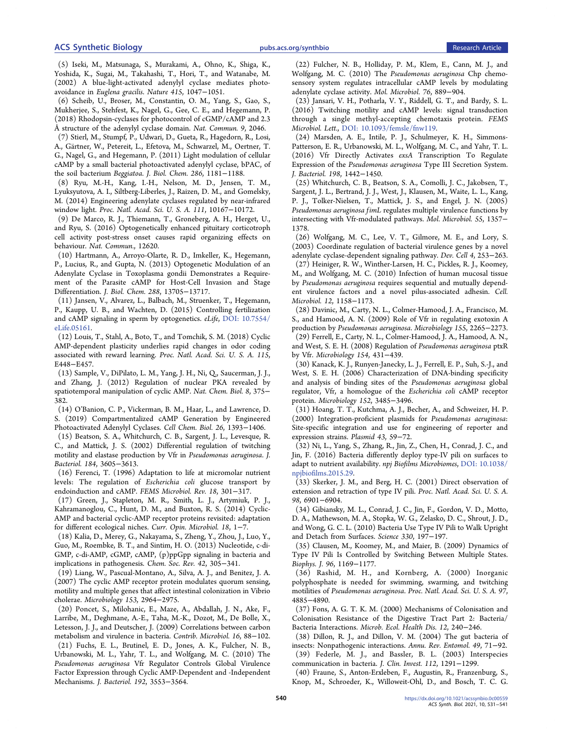(5) Iseki, M., Matsunaga, S., Murakami, A., Ohno, K., Shiga, K., Yoshida, K., Sugai, M., Takahashi, T., Hori, T., and Watanabe, M. (2002) A blue-light-activated adenylyl cyclase mediates photoavoidance in *Euglena gracilis*. *Nature 415*, 1047−1051.

(6) Scheib, U., Broser, M., Constantin, O. M., Yang, S., Gao, S., Mukherjee, S., Stehfest, K., Nagel, G., Gee, C. E., and Hegemann, P. (2018) Rhodopsin-cyclases for photocontrol of cGMP/cAMP and 2.3 Å structure of the adenylyl cyclase domain. *Nat. Commun. 9*, 2046.

(7) Stierl, M., Stumpf, P., Udwari, D., Gueta, R., Hagedorn, R., Losi, A., Gärtner, W., Petereit, L., Efetova, M., Schwarzel, M., Oertner, T. G., Nagel, G., and Hegemann, P. (2011) Light modulation of cellular cAMP by a small bacterial photoactivated adenylyl cyclase, bPAC, of the soil bacterium *Beggiatoa*. *J. Biol. Chem. 286*, 1181−1188.

(8) Ryu, M.-H., Kang, I.-H., Nelson, M. D., Jensen, T. M., Lyuksyutova, A. I., Siltberg-Liberles, J., Raizen, D. M., and Gomelsky, M. (2014) Engineering adenylate cyclases regulated by near-infrared window light. *Proc. Natl. Acad. Sci. U. S. A. 111*, 10167−10172.

(9) De Marco, R. J., Thiemann, T., Groneberg, A. H., Herget, U., and Ryu, S. (2016) Optogenetically enhanced pituitary corticotroph cell activity post-stress onset causes rapid organizing effects on behaviour. *Nat. Commun.*, 12620.

(10) Hartmann, A., Arroyo-Olarte, R. D., Imkeller, K., Hegemann, P., Lucius, R., and Gupta, N. (2013) Optogenetic Modulation of an Adenylate Cyclase in Toxoplasma gondii Demonstrates a Requirement of the Parasite cAMP for Host-Cell Invasion and Stage Differentiation. *J. Biol. Chem. 288*, 13705−13717.

(11) Jansen, V., Alvarez, L., Balbach, M., Struenker, T., Hegemann, P., Kaupp, U. B., and Wachten, D. (2015) Controlling fertilization and cAMP signaling in sperm by optogenetics. *eLife*, DOI: 10.7554/eLife.05161.

(12) Louis, T., Stahl, A., Boto, T., and Tomchik, S. M. (2018) Cyclic AMP-dependent plasticity underlies rapid changes in odor coding associated with reward learning. *Proc. Natl. Acad. Sci. U. S. A. 115*, E448−E457.

(13) Sample, V., DiPilato, L. M., Yang, J. H., Ni, Q., Saucerman, J. J., and Zhang, J. (2012) Regulation of nuclear PKA revealed by spatiotemporal manipulation of cyclic AMP. *Nat. Chem. Biol. 8*, 375−382.

(14) O'Banion, C. P., Vickerman, B. M., Haar, L., and Lawrence, D. S. (2019) Compartmentalized cAMP Generation by Engineered Photoactivated Adenylyl Cyclases. *Cell Chem. Biol. 26*, 1393−1406.

(15) Beatson, S. A., Whitchurch, C. B., Sargent, J. L., Levesque, R. C., and Mattick, J. S. (2002) Differential regulation of twitching motility and elastase production by Vfr in *Pseudomonas aeruginosa*. *J. Bacteriol. 184*, 3605−3613.

(16) Ferenci, T. (1996) Adaptation to life at micromolar nutrient levels: The regulation of *Escherichia coli* glucose transport by endoinduction and cAMP. *FEMS Microbiol. Rev. 18*, 301−317.

(17) Green, J., Stapleton, M. R., Smith, L. J., Artymiuk, P. J., Kahramanoglou, C., Hunt, D. M., and Buxton, R. S. (2014) Cyclic-AMP and bacterial cyclic-AMP receptor proteins revisited: adaptation for different ecological niches. *Curr. Opin. Microbiol. 18*, 1−7.

(18) Kalia, D., Merey, G., Nakayama, S., Zheng, Y., Zhou, J., Luo, Y., Guo, M., Roembke, B. T., and Sintim, H. O. (2013) Nucleotide, c-di-GMP, c-di-AMP, cGMP, cAMP, (p)ppGpp signaling in bacteria and implications in pathogenesis. *Chem. Soc. Rev. 42*, 305−341.

(19) Liang, W., Pascual-Montano, A., Silva, A. J., and Benitez, J. A. (2007) The cyclic AMP receptor protein modulates quorum sensing, motility and multiple genes that affect intestinal colonization in Vibrio cholerae. *Microbiology 153*, 2964−2975.

(20) Poncet, S., Milohanic, E., Maze, A., Abdallah, J. N., Ake, F., Larribe, M., Deghmane, A.-E., Taha, M.-K., Dozot, M., De Bolle, X., Letesson, J. J., and Deutscher, J. (2009) Correlations between carbon metabolism and virulence in bacteria. *Contrib. Microbiol. 16*, 88−102.

(21) Fuchs, E. L., Brutinel, E. D., Jones, A. K., Fulcher, N. B., Urbanowski, M. L., Yahr, T. L., and Wolfgang, M. C. (2010) The *Pseudomonas aeruginosa* Vfr Regulator Controls Global Virulence Factor Expression through Cyclic AMP-Dependent and -Independent Mechanisms. *J. Bacteriol. 192*, 3553−3564.

(22) Fulcher, N. B., Holliday, P. M., Klem, E., Cann, M. J., and Wolfgang, M. C. (2010) The *Pseudomonas aeruginosa* Chp chemosensory system regulates intracellular cAMP levels by modulating adenylate cyclase activity. *Mol. Microbiol. 76*, 889−904.

(23) Jansari, V. H., Potharla, V. Y., Riddell, G. T., and Bardy, S. L. (2016) Twitching motility and cAMP levels: signal transduction through a single methyl-accepting chemotaxis protein. *FEMS Microbiol. Lett.*, DOI: 10.1093/femsle/fnw119.

(24) Marsden, A. E., Intile, P. J., Schulmeyer, K. H., Simmons-Patterson, E. R., Urbanowski, M. L., Wolfgang, M. C., and Yahr, T. L. (2016) Vfr Directly Activates *exsA* Transcription To Regulate Expression of the *Pseudomonas aeruginosa* Type III Secretion System. *J. Bacteriol. 198*, 1442−1450.

(25) Whitchurch, C. B., Beatson, S. A., Comolli, J. C., Jakobsen, T., Sargent, J. L., Bertrand, J. J., West, J., Klausen, M., Waite, L. L., Kang, P. J., Tolker-Nielsen, T., Mattick, J. S., and Engel, J. N. (2005) *Pseudomonas aeruginosa fimL* regulates multiple virulence functions by intersecting with Vfr-modulated pathways. *Mol. Microbiol. 55*, 1357−1378.

(26) Wolfgang, M. C., Lee, V. T., Gilmore, M. E., and Lory, S. (2003) Coordinate regulation of bacterial virulence genes by a novel adenylate cyclase-dependent signaling pathway. *Dev. Cell 4*, 253−263.

(27) Heiniger, R. W., Winther-Larsen, H. C., Pickles, R. J., Koomey, M., and Wolfgang, M. C. (2010) Infection of human mucosal tissue by *Pseudomonas aeruginosa* requires sequential and mutually dependent virulence factors and a novel pilus-associated adhesin. *Cell. Microbiol. 12*, 1158−1173.

(28) Davinic, M., Carty, N. L., Colmer-Hamood, J. A., Francisco, M. S., and Hamood, A. N. (2009) Role of Vfr in regulating exotoxin A production by *Pseudomonas aeruginosa*. *Microbiology 155*, 2265−2273.

(29) Ferrell, E., Carty, N. L., Colmer-Hamood, J. A., Hamood, A. N., and West, S. E. H. (2008) Regulation of *Pseudomonas aeruginosa* ptxR by Vfr. *Microbiology 154*, 431−439.

(30) Kanack, K. J., Runyen-Janecky, L. J., Ferrell, E. P., Suh, S.-J., and West, S. E. H. (2006) Characterization of DNA-binding specificity and analysis of binding sites of the *Pseudomonas aeruginosa* global regulator, Vfr, a homologue of the *Escherichia coli* cAMP receptor protein. *Microbiology 152*, 3485−3496.

(31) Hoang, T. T., Kutchma, A. J., Becher, A., and Schweizer, H. P. (2000) Integration-proficient plasmids for *Pseudomonas aeruginosa*: Site-specific integration and use for engineering of reporter and expression strains. *Plasmid 43*, 59−72.

(32) Ni, L., Yang, S., Zhang, R., Jin, Z., Chen, H., Conrad, J. C., and Jin, F. (2016) Bacteria differently deploy type-IV pili on surfaces to adapt to nutrient availability. *npj Biofilms Microbiomes*, DOI: 10.1038/npjbiofilms.2015.29.

(33) Skerker, J. M., and Berg, H. C. (2001) Direct observation of extension and retraction of type IV pili. *Proc. Natl. Acad. Sci. U. S. A. 98*, 6901−6904.

(34) Gibiansky, M. L., Conrad, J. C., Jin, F., Gordon, V. D., Motto, D. A., Mathewson, M. A., Stopka, W. G., Zelasko, D. C., Shrout, J. D., and Wong, G. C. L. (2010) Bacteria Use Type IV Pili to Walk Upright and Detach from Surfaces. *Science 330*, 197−197.

(35) Clausen, M., Koomey, M., and Maier, B. (2009) Dynamics of Type IV Pili Is Controlled by Switching Between Multiple States. *Biophys. J. 96*, 1169−1177.

(36) Rashid, M. H., and Kornberg, A. (2000) Inorganic polyphosphate is needed for swimming, swarming, and twitching motilities of *Pseudomonas aeruginosa*. *Proc. Natl. Acad. Sci. U. S. A. 97*, 4885−4890.

(37) Fons, A. G. T. K. M. (2000) Mechanisms of Colonisation and Colonisation Resistance of the Digestive Tract Part 2: Bacteria/Bacteria Interactions. *Microb. Ecol. Health Dis. 12*, 240−246.

(38) Dillon, R. J., and Dillon, V. M. (2004) The gut bacteria of insects: Nonpathogenic interactions. *Annu. Rev. Entomol. 49*, 71−92.

(39) Federle, M. J., and Bassler, B. L. (2003) Interspecies communication in bacteria. *J. Clin. Invest. 112*, 1291−1299.

(40) Fraune, S., Anton-Erxleben, F., Augustin, R., Franzenburg, S., Knop, M., Schroeder, K., Willoweit-Ohl, D., and Bosch, T. C. G.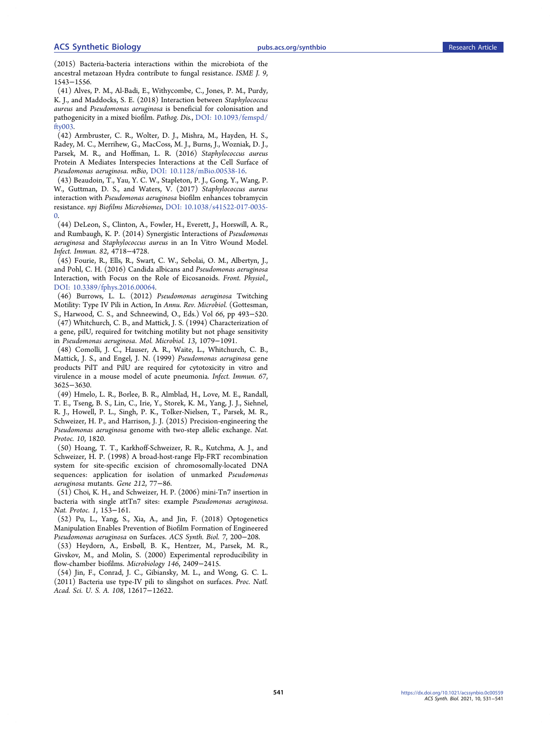(2015) Bacteria-bacteria interactions within the microbiota of the ancestral metazoan Hydra contribute to fungal resistance. *ISME J. 9*, 1543−1556.

(41) Alves, P. M., Al-Badi, E., Withycombe, C., Jones, P. M., Purdy, K. J., and Maddocks, S. E. (2018) Interaction between *Staphylococcus aureus* and *Pseudomonas aeruginosa* is beneficial for colonisation and pathogenicity in a mixed biofilm. *Pathog. Dis.*, DOI: 10.1093/femspd/fty003.

(42) Armbruster, C. R., Wolter, D. J., Mishra, M., Hayden, H. S., Radey, M. C., Merrihew, G., MacCoss, M. J., Burns, J., Wozniak, D. J., Parsek, M. R., and Hoffman, L. R. (2016) *Staphylococcus aureus* Protein A Mediates Interspecies Interactions at the Cell Surface of *Pseudomonas aeruginosa*. *mBio*, DOI: 10.1128/mBio.00538-16.

(43) Beaudoin, T., Yau, Y. C. W., Stapleton, P. J., Gong, Y., Wang, P. W., Guttman, D. S., and Waters, V. (2017) *Staphylococcus aureus* interaction with *Pseudomonas aeruginosa* biofilm enhances tobramycin resistance. *npj Biofilms Microbiomes*, DOI: 10.1038/s41522-017-0035-0.

(44) DeLeon, S., Clinton, A., Fowler, H., Everett, J., Horswill, A. R., and Rumbaugh, K. P. (2014) Synergistic Interactions of *Pseudomonas aeruginosa* and *Staphylococcus aureus* in an In Vitro Wound Model. *Infect. Immun. 82*, 4718−4728.

(45) Fourie, R., Ells, R., Swart, C. W., Sebolai, O. M., Albertyn, J., and Pohl, C. H. (2016) Candida albicans and *Pseudomonas aeruginosa* Interaction, with Focus on the Role of Eicosanoids. *Front. Physiol.*, DOI: 10.3389/fphys.2016.00064.

(46) Burrows, L. L. (2012) *Pseudomonas aeruginosa* Twitching Motility: Type IV Pili in Action, In *Annu. Rev. Microbiol.* (Gottesman, S., Harwood, C. S., and Schneewind, O., Eds.) Vol *66*, pp 493−520.

(47) Whitchurch, C. B., and Mattick, J. S. (1994) Characterization of a gene, pilU, required for twitching motility but not phage sensitivity in *Pseudomonas aeruginosa*. *Mol. Microbiol. 13*, 1079−1091.

(48) Comolli, J. C., Hauser, A. R., Waite, L., Whitchurch, C. B., Mattick, J. S., and Engel, J. N. (1999) *Pseudomonas aeruginosa* gene products PilT and PilU are required for cytotoxicity in vitro and virulence in a mouse model of acute pneumonia. *Infect. Immun. 67*, 3625−3630.

(49) Hmelo, L. R., Borlee, B. R., Almblad, H., Love, M. E., Randall, T. E., Tseng, B. S., Lin, C., Irie, Y., Storek, K. M., Yang, J. J., Siehnel, R. J., Howell, P. L., Singh, P. K., Tolker-Nielsen, T., Parsek, M. R., Schweizer, H. P., and Harrison, J. J. (2015) Precision-engineering the *Pseudomonas aeruginosa* genome with two-step allelic exchange. *Nat. Protoc. 10*, 1820.

(50) Hoang, T. T., Karkhoff-Schweizer, R. R., Kutchma, A. J., and Schweizer, H. P. (1998) A broad-host-range Flp-FRT recombination system for site-specific excision of chromosomally-located DNA sequences: application for isolation of unmarked *Pseudomonas aeruginosa* mutants. *Gene 212*, 77−86.

(51) Choi, K. H., and Schweizer, H. P. (2006) mini-Tn7 insertion in bacteria with single attTn7 sites: example *Pseudomonas aeruginosa*. *Nat. Protoc. 1*, 153−161.

(52) Pu, L., Yang, S., Xia, A., and Jin, F. (2018) Optogenetics Manipulation Enables Prevention of Biofilm Formation of Engineered *Pseudomonas aeruginosa* on Surfaces. *ACS Synth. Biol. 7*, 200−208.

(53) Heydorn, A., Ersbøll, B. K., Hentzer, M., Parsek, M. R., Givskov, M., and Molin, S. (2000) Experimental reproducibility in flow-chamber biofilms. *Microbiology 146*, 2409−2415.

(54) Jin, F., Conrad, J. C., Gibiansky, M. L., and Wong, G. C. L. (2011) Bacteria use type-IV pili to slingshot on surfaces. *Proc. Natl. Acad. Sci. U. S. A. 108*, 12617−12622.